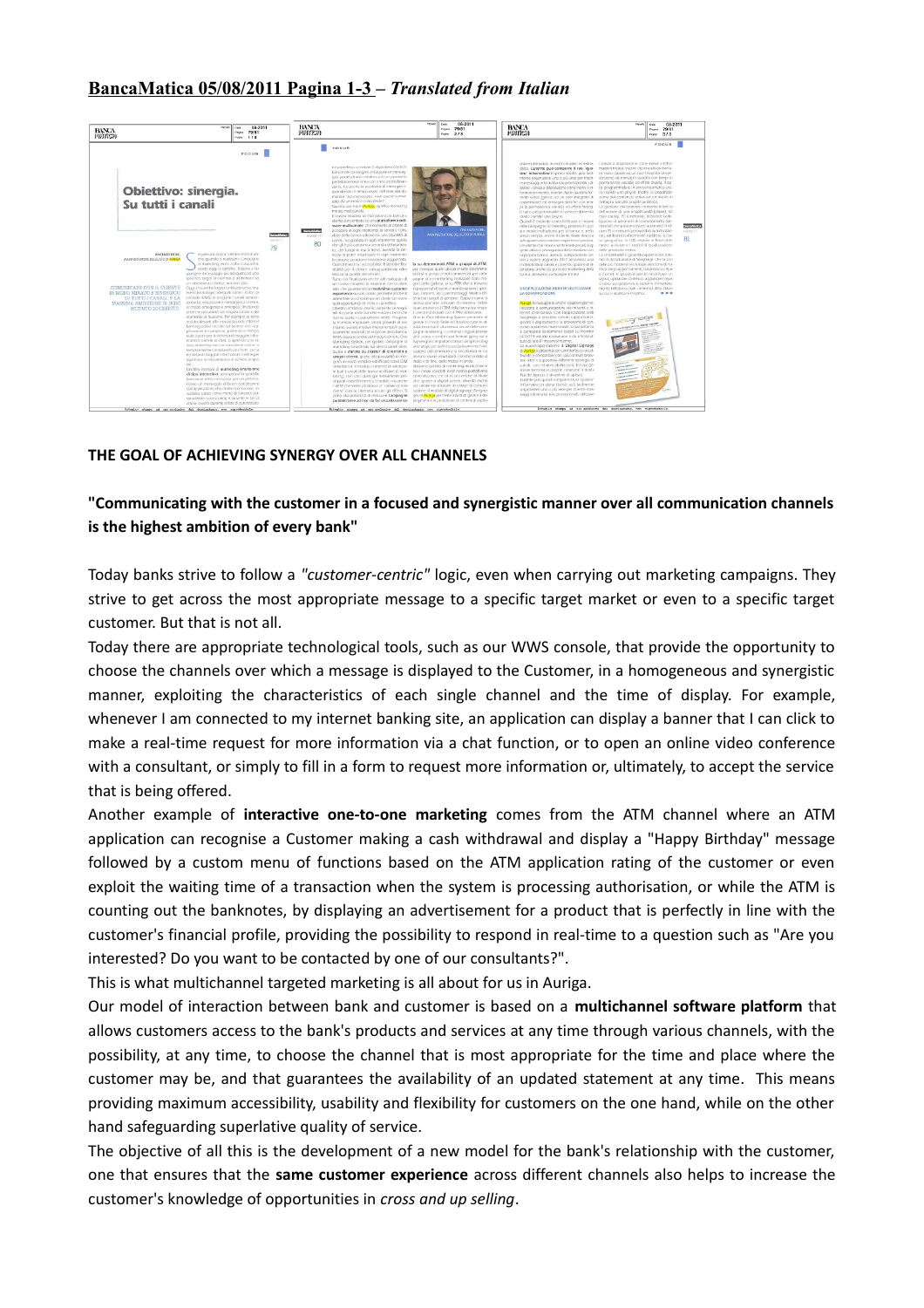# BancaMatica 05/08/2011 Pagina 1-3 – *Translated from Italian*

## THE GOAL OF ACHIEVING SYNERGY OVER ALL CHANNELS

### "Communicating with the customer in a focused and synergistic manner over all communication channels is the highest ambition of every bank"

Today banks strive to follow a *"customer-centric"* logic, even when carrying out marketing campaigns. They strive to get across the most appropriate message to a specific target market or even to a specific target customer. But that is not all.

Today there are appropriate technological tools, such as our WWS console, that provide the opportunity to choose the channels over which a message is displayed to the Customer, in a homogeneous and synergistic manner, exploiting the characteristics of each single channel and the time of display. For example, whenever I am connected to my internet banking site, an application can display a banner that I can click to make a real-time request for more information via a chat function, or to open an online video conference with a consultant, or simply to fill in a form to request more information or, ultimately, to accept the service that is being offered.

Another example of **interactive one-to-one marketing** comes from the ATM channel where an ATM application can recognise a Customer making a cash withdrawal and display a "Happy Birthday" message followed by a custom menu of functions based on the ATM application rating of the customer or even exploit the waiting time of a transaction when the system is processing authorisation, or while the ATM is counting out the banknotes, by displaying an advertisement for a product that is perfectly in line with the customer's financial profile, providing the possibility to respond in real-time to a question such as "Are you interested? Do you want to be contacted by one of our consultants?".

This is what multichannel targeted marketing is all about for us in Auriga.

Our model of interaction between bank and customer is based on a **multichannel software platform** that allows customers access to the bank's products and services at any time through various channels, with the possibility, at any time, to choose the channel that is most appropriate for the time and place where the customer may be, and that guarantees the availability of an updated statement at any time. This means providing maximum accessibility, usability and flexibility for customers on the one hand, while on the other hand safeguarding superlative quality of service.

The objective of all this is the development of a new model for the bank's relationship with the customer, one that ensures that the **same customer experience** across different channels also helps to increase the customer's knowledge of opportunities in *cross and up selling*.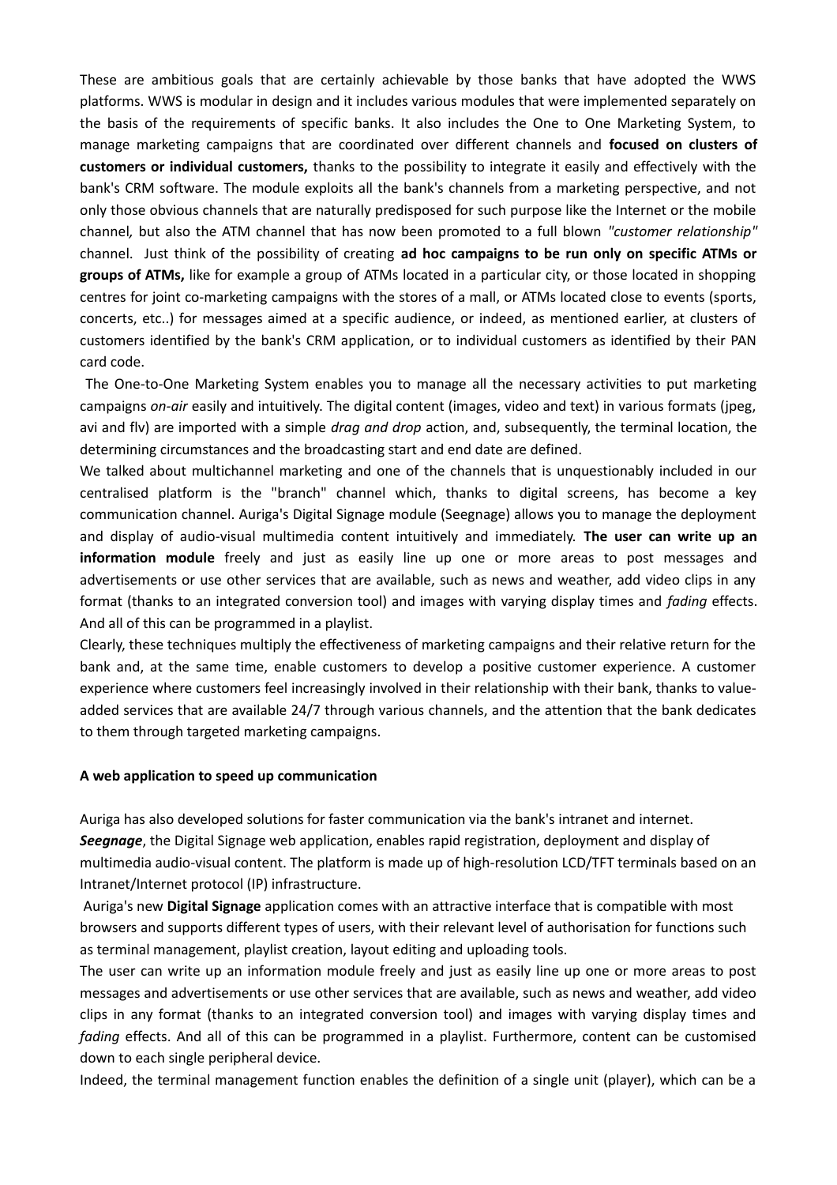These are ambitious goals that are certainly achievable by those banks that have adopted the WWS platforms. WWS is modular in design and it includes various modules that were implemented separately on the basis of the requirements of specific banks. It also includes the One to One Marketing System, to manage marketing campaigns that are coordinated over different channels and **focused on clusters of customers or individual customers,** thanks to the possibility to integrate it easily and effectively with the bank's CRM software. The module exploits all the bank's channels from a marketing perspective, and not only those obvious channels that are naturally predisposed for such purpose like the Internet or the mobile channel*,* but also the ATM channel that has now been promoted to a full blown *"customer relationship"* channel. Just think of the possibility of creating **ad hoc campaigns to be run only on specific ATMs or groups of ATMs,** like for example a group of ATMs located in a particular city, or those located in shopping centres for joint co-marketing campaigns with the stores of a mall, or ATMs located close to events (sports, concerts, etc..) for messages aimed at a specific audience, or indeed, as mentioned earlier, at clusters of customers identified by the bank's CRM application, or to individual customers as identified by their PAN card code.

The One-to-One Marketing System enables you to manage all the necessary activities to put marketing campaigns *on-air* easily and intuitively. The digital content (images, video and text) in various formats (jpeg, avi and flv) are imported with a simple *drag and drop* action, and, subsequently, the terminal location, the determining circumstances and the broadcasting start and end date are defined.

We talked about multichannel marketing and one of the channels that is unquestionably included in our centralised platform is the "branch" channel which, thanks to digital screens, has become a key communication channel. Auriga's Digital Signage module (Seegnage) allows you to manage the deployment and display of audio-visual multimedia content intuitively and immediately. **The user can write up an information module** freely and just as easily line up one or more areas to post messages and advertisements or use other services that are available, such as news and weather, add video clips in any format (thanks to an integrated conversion tool) and images with varying display times and *fading* effects. And all of this can be programmed in a playlist.

Clearly, these techniques multiply the effectiveness of marketing campaigns and their relative return for the bank and, at the same time, enable customers to develop a positive customer experience. A customer experience where customers feel increasingly involved in their relationship with their bank, thanks to value-added services that are available 24/7 through various channels, and the attention that the bank dedicates to them through targeted marketing campaigns.

**A web application to speed up communication**

Auriga has also developed solutions for faster communication via the bank's intranet and internet.
***Seegnage***, the Digital Signage web application, enables rapid registration, deployment and display of multimedia audio-visual content. The platform is made up of high-resolution LCD/TFT terminals based on an Intranet/Internet protocol (IP) infrastructure.

Auriga's new **Digital Signage** application comes with an attractive interface that is compatible with most browsers and supports different types of users, with their relevant level of authorisation for functions such as terminal management, playlist creation, layout editing and uploading tools.

The user can write up an information module freely and just as easily line up one or more areas to post messages and advertisements or use other services that are available, such as news and weather, add video clips in any format (thanks to an integrated conversion tool) and images with varying display times and *fading* effects. And all of this can be programmed in a playlist. Furthermore, content can be customised down to each single peripheral device.

Indeed, the terminal management function enables the definition of a single unit (player), which can be a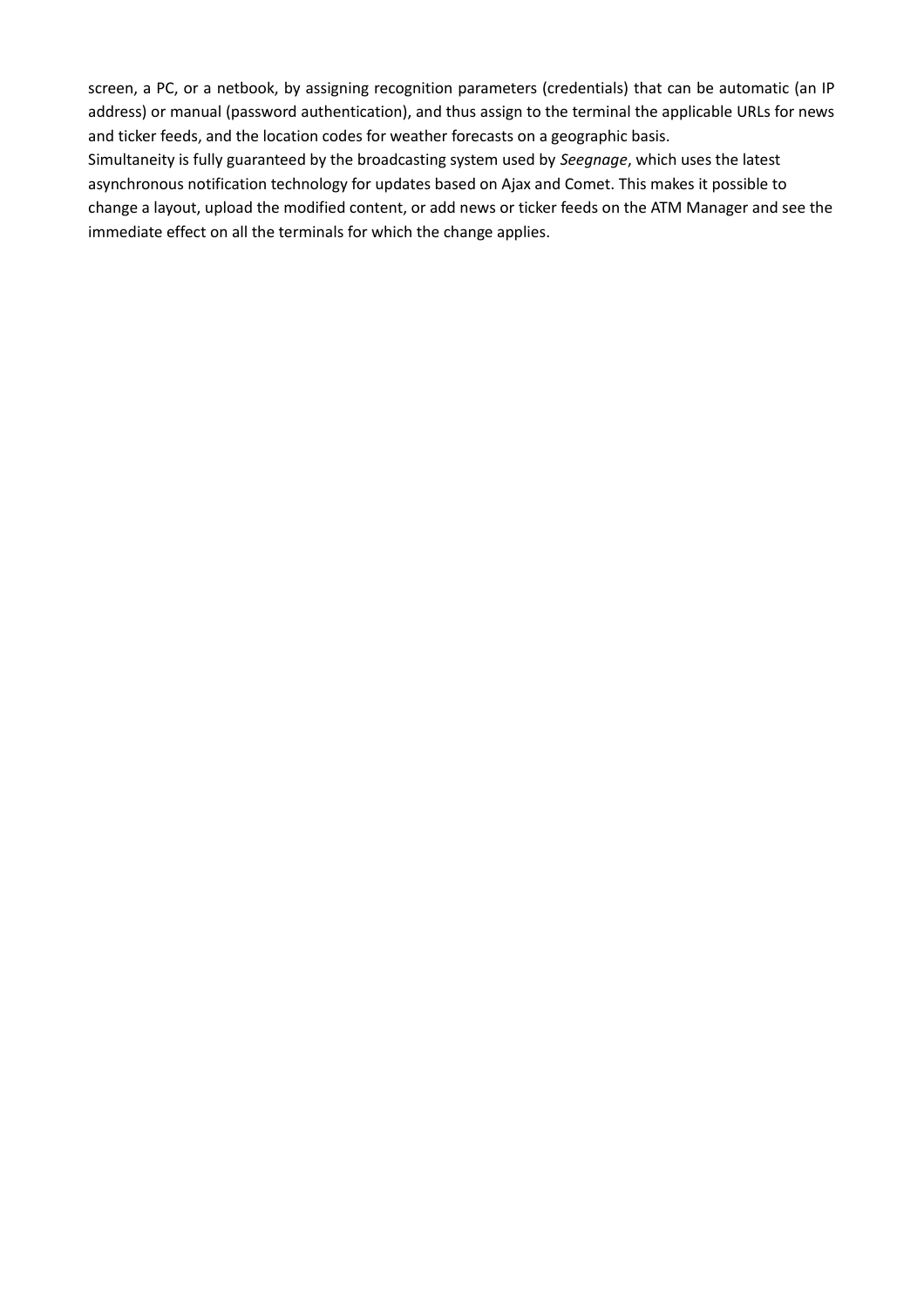screen, a PC, or a netbook, by assigning recognition parameters (credentials) that can be automatic (an IP address) or manual (password authentication), and thus assign to the terminal the applicable URLs for news and ticker feeds, and the location codes for weather forecasts on a geographic basis.

Simultaneity is fully guaranteed by the broadcasting system used by *Seegnage*, which uses the latest asynchronous notification technology for updates based on Ajax and Comet. This makes it possible to change a layout, upload the modified content, or add news or ticker feeds on the ATM Manager and see the immediate effect on all the terminals for which the change applies.